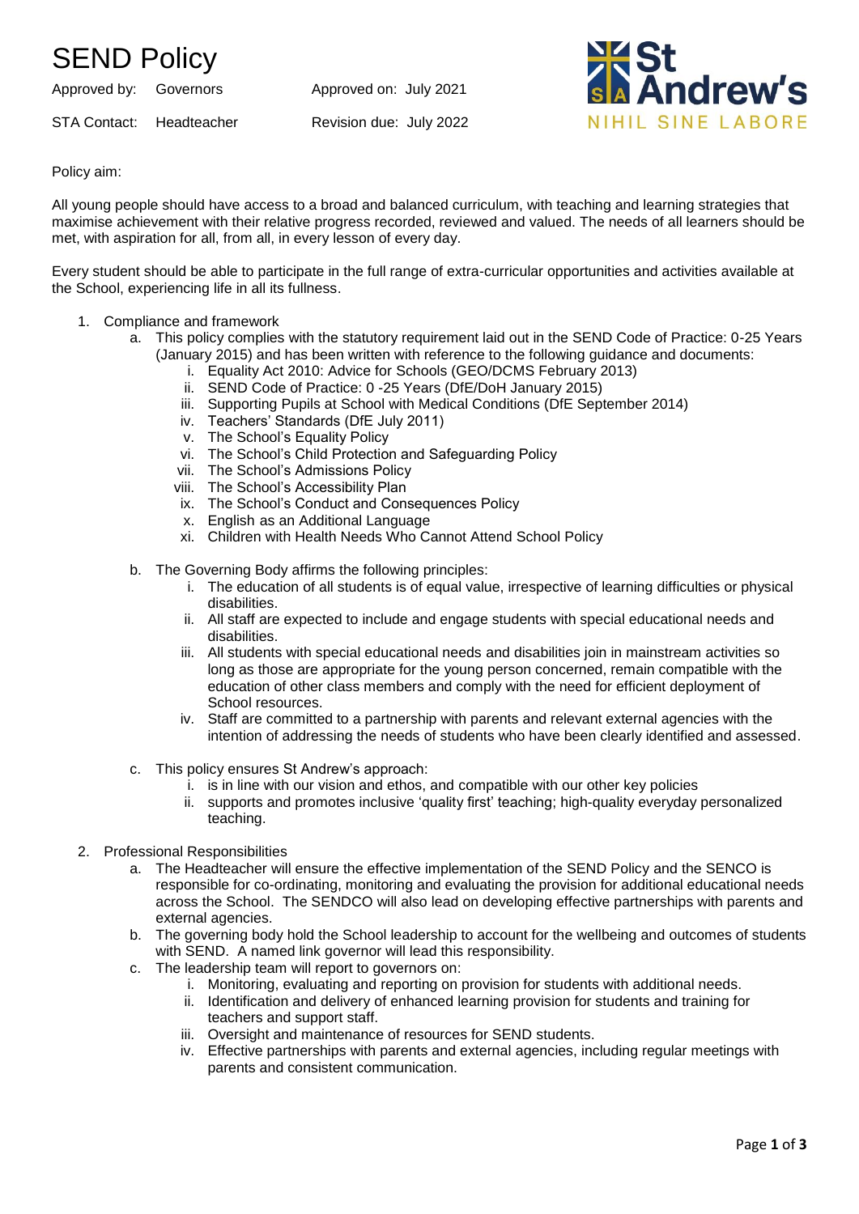# SEND Policy

Approved by: Governors | Approved on: July 2021

STA Contact: Headteacher | Revision due: July 2022

St Andrew's
NIHIL SINE LABORE

Policy aim:

All young people should have access to a broad and balanced curriculum, with teaching and learning strategies that maximise achievement with their relative progress recorded, reviewed and valued. The needs of all learners should be met, with aspiration for all, from all, in every lesson of every day.

Every student should be able to participate in the full range of extra-curricular opportunities and activities available at the School, experiencing life in all its fullness.

1. Compliance and framework
   a. This policy complies with the statutory requirement laid out in the SEND Code of Practice: 0-25 Years (January 2015) and has been written with reference to the following guidance and documents:
      i. Equality Act 2010: Advice for Schools (GEO/DCMS February 2013)
      ii. SEND Code of Practice: 0 -25 Years (DfE/DoH January 2015)
      iii. Supporting Pupils at School with Medical Conditions (DfE September 2014)
      iv. Teachers' Standards (DfE July 2011)
      v. The School's Equality Policy
      vi. The School's Child Protection and Safeguarding Policy
      vii. The School's Admissions Policy
      viii. The School's Accessibility Plan
      ix. The School's Conduct and Consequences Policy
      x. English as an Additional Language
      xi. Children with Health Needs Who Cannot Attend School Policy

   b. The Governing Body affirms the following principles:
      i. The education of all students is of equal value, irrespective of learning difficulties or physical disabilities.
      ii. All staff are expected to include and engage students with special educational needs and disabilities.
      iii. All students with special educational needs and disabilities join in mainstream activities so long as those are appropriate for the young person concerned, remain compatible with the education of other class members and comply with the need for efficient deployment of School resources.
      iv. Staff are committed to a partnership with parents and relevant external agencies with the intention of addressing the needs of students who have been clearly identified and assessed.

   c. This policy ensures St Andrew's approach:
      i. is in line with our vision and ethos, and compatible with our other key policies
      ii. supports and promotes inclusive 'quality first' teaching; high-quality everyday personalized teaching.

2. Professional Responsibilities
   a. The Headteacher will ensure the effective implementation of the SEND Policy and the SENCO is responsible for co-ordinating, monitoring and evaluating the provision for additional educational needs across the School. The SENDCO will also lead on developing effective partnerships with parents and external agencies.
   b. The governing body hold the School leadership to account for the wellbeing and outcomes of students with SEND. A named link governor will lead this responsibility.
   c. The leadership team will report to governors on:
      i. Monitoring, evaluating and reporting on provision for students with additional needs.
      ii. Identification and delivery of enhanced learning provision for students and training for teachers and support staff.
      iii. Oversight and maintenance of resources for SEND students.
      iv. Effective partnerships with parents and external agencies, including regular meetings with parents and consistent communication.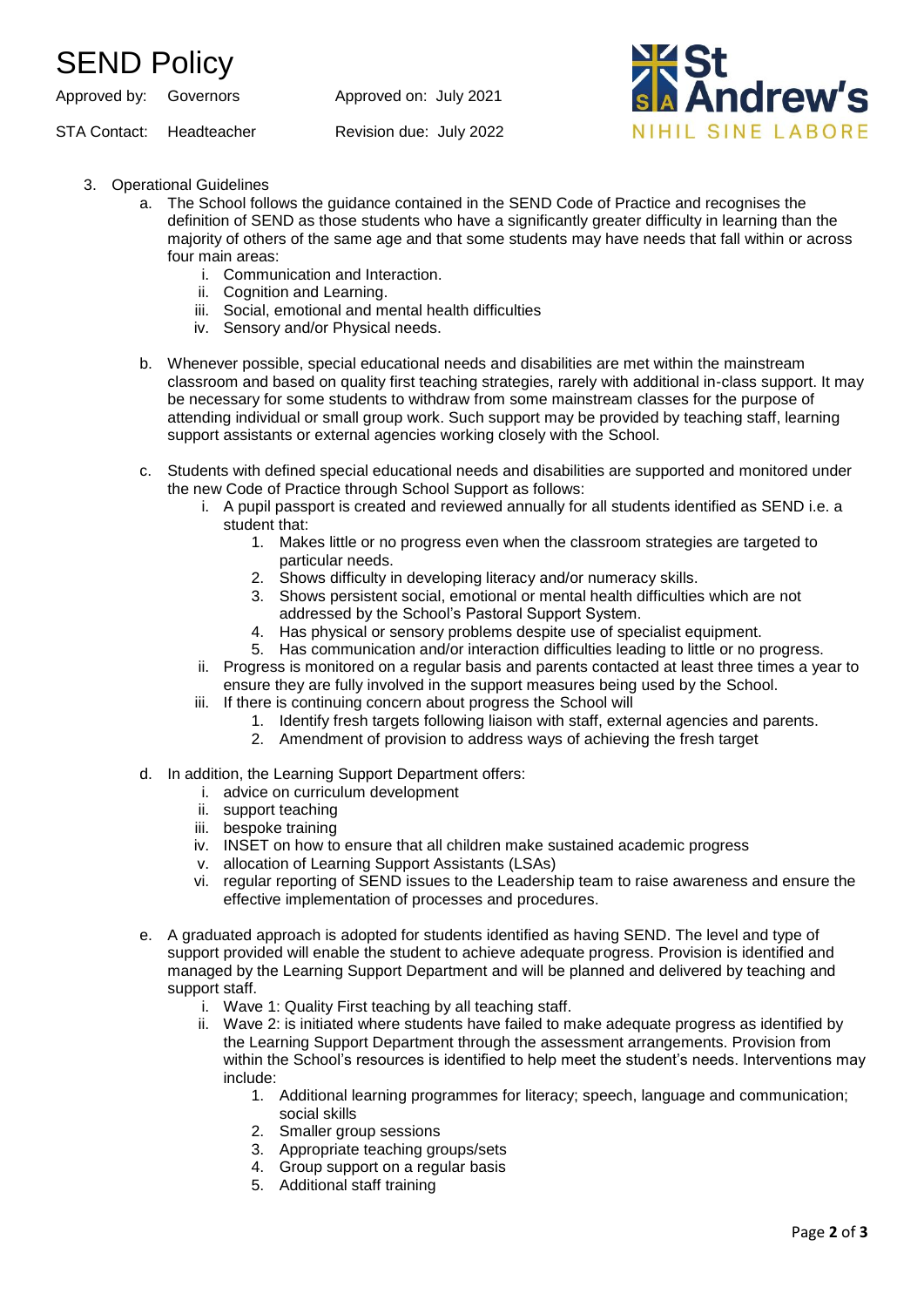3. Operational Guidelines
    a. The School follows the guidance contained in the SEND Code of Practice and recognises the definition of SEND as those students who have a significantly greater difficulty in learning than the majority of others of the same age and that some students may have needs that fall within or across four main areas:
        i. Communication and Interaction.
        ii. Cognition and Learning.
        iii. Social, emotional and mental health difficulties
        iv. Sensory and/or Physical needs.

    b. Whenever possible, special educational needs and disabilities are met within the mainstream classroom and based on quality first teaching strategies, rarely with additional in-class support. It may be necessary for some students to withdraw from some mainstream classes for the purpose of attending individual or small group work. Such support may be provided by teaching staff, learning support assistants or external agencies working closely with the School.

    c. Students with defined special educational needs and disabilities are supported and monitored under the new Code of Practice through School Support as follows:
        i. A pupil passport is created and reviewed annually for all students identified as SEND i.e. a student that:
            1. Makes little or no progress even when the classroom strategies are targeted to particular needs.
            2. Shows difficulty in developing literacy and/or numeracy skills.
            3. Shows persistent social, emotional or mental health difficulties which are not addressed by the School's Pastoral Support System.
            4. Has physical or sensory problems despite use of specialist equipment.
            5. Has communication and/or interaction difficulties leading to little or no progress.
        ii. Progress is monitored on a regular basis and parents contacted at least three times a year to ensure they are fully involved in the support measures being used by the School.
        iii. If there is continuing concern about progress the School will
            1. Identify fresh targets following liaison with staff, external agencies and parents.
            2. Amendment of provision to address ways of achieving the fresh target

    d. In addition, the Learning Support Department offers:
        i. advice on curriculum development
        ii. support teaching
        iii. bespoke training
        iv. INSET on how to ensure that all children make sustained academic progress
        v. allocation of Learning Support Assistants (LSAs)
        vi. regular reporting of SEND issues to the Leadership team to raise awareness and ensure the effective implementation of processes and procedures.

    e. A graduated approach is adopted for students identified as having SEND. The level and type of support provided will enable the student to achieve adequate progress. Provision is identified and managed by the Learning Support Department and will be planned and delivered by teaching and support staff.
        i. Wave 1: Quality First teaching by all teaching staff.
        ii. Wave 2: is initiated where students have failed to make adequate progress as identified by the Learning Support Department through the assessment arrangements. Provision from within the School's resources is identified to help meet the student's needs. Interventions may include:
            1. Additional learning programmes for literacy; speech, language and communication; social skills
            2. Smaller group sessions
            3. Appropriate teaching groups/sets
            4. Group support on a regular basis
            5. Additional staff training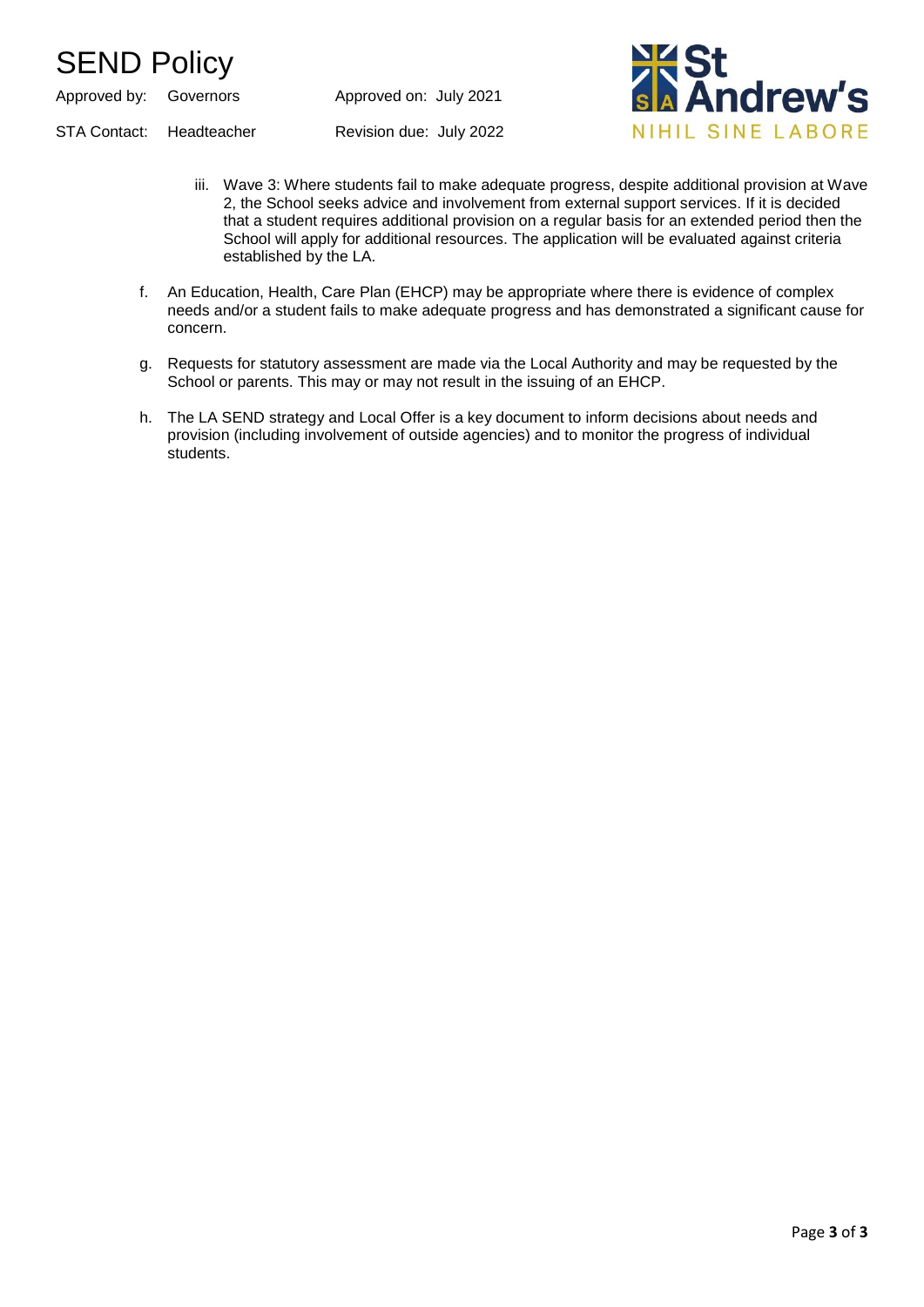iii. Wave 3: Where students fail to make adequate progress, despite additional provision at Wave 2, the School seeks advice and involvement from external support services. If it is decided that a student requires additional provision on a regular basis for an extended period then the School will apply for additional resources. The application will be evaluated against criteria established by the LA.

f. An Education, Health, Care Plan (EHCP) may be appropriate where there is evidence of complex needs and/or a student fails to make adequate progress and has demonstrated a significant cause for concern.

g. Requests for statutory assessment are made via the Local Authority and may be requested by the School or parents. This may or may not result in the issuing of an EHCP.

h. The LA SEND strategy and Local Offer is a key document to inform decisions about needs and provision (including involvement of outside agencies) and to monitor the progress of individual students.